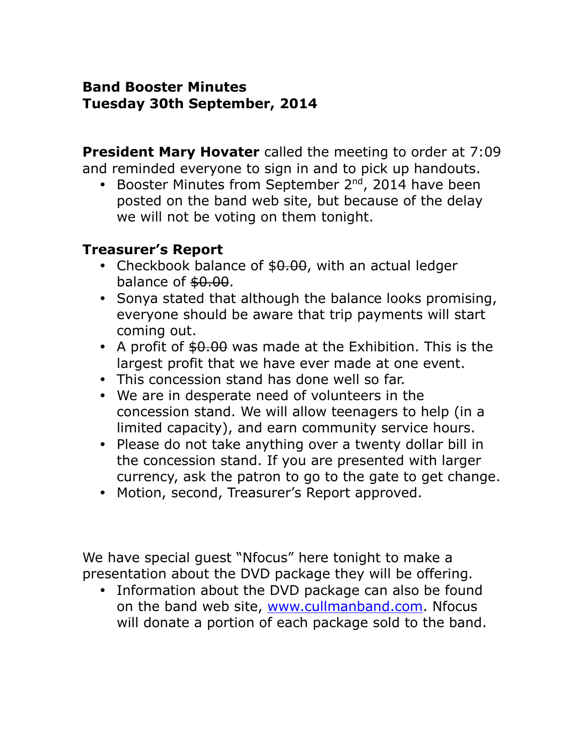**Band Booster Minutes**
**Tuesday 30th September, 2014**

**President Mary Hovater** called the meeting to order at 7:09 and reminded everyone to sign in and to pick up handouts.

- Booster Minutes from September 2nd, 2014 have been posted on the band web site, but because of the delay we will not be voting on them tonight.

**Treasurer's Report**

- Checkbook balance of ~~$0.00~~, with an actual ledger balance of ~~$0.00~~.
- Sonya stated that although the balance looks promising, everyone should be aware that trip payments will start coming out.
- A profit of ~~$0.00~~ was made at the Exhibition. This is the largest profit that we have ever made at one event.
- This concession stand has done well so far.
- We are in desperate need of volunteers in the concession stand. We will allow teenagers to help (in a limited capacity), and earn community service hours.
- Please do not take anything over a twenty dollar bill in the concession stand. If you are presented with larger currency, ask the patron to go to the gate to get change.
- Motion, second, Treasurer's Report approved.

We have special guest "Nfocus" here tonight to make a presentation about the DVD package they will be offering.

- Information about the DVD package can also be found on the band web site, www.cullmanband.com. Nfocus will donate a portion of each package sold to the band.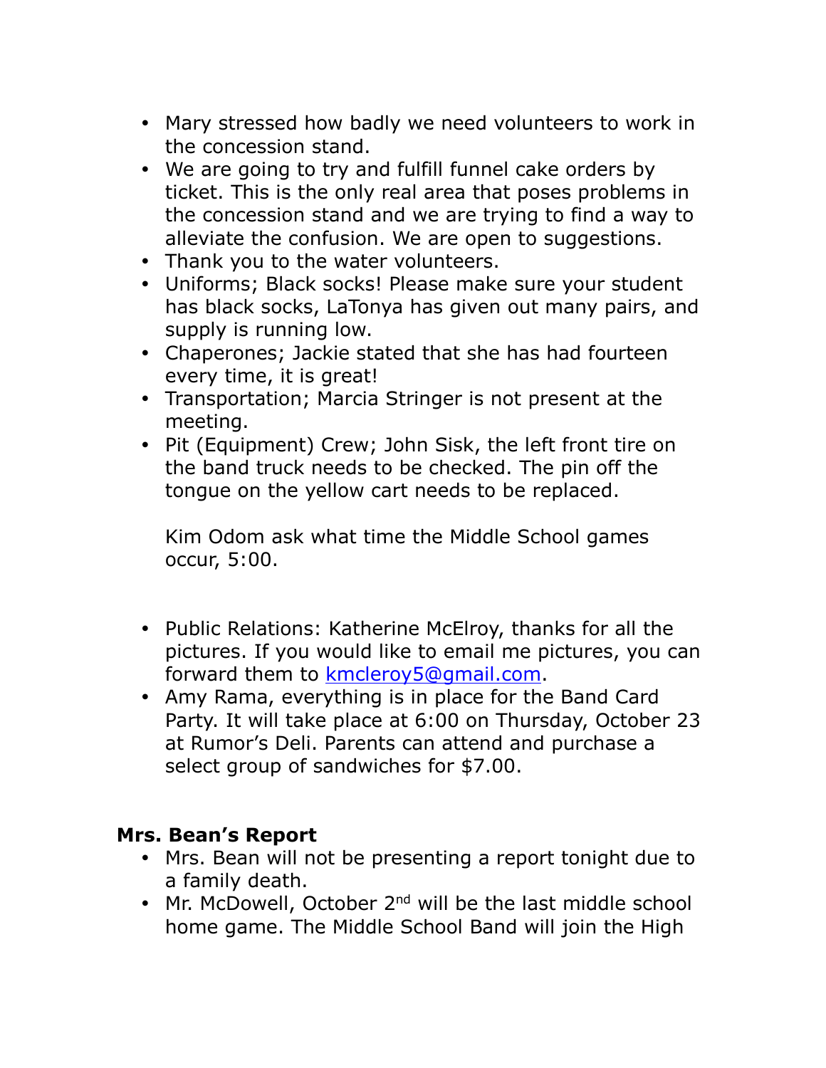- Mary stressed how badly we need volunteers to work in the concession stand.
- We are going to try and fulfill funnel cake orders by ticket. This is the only real area that poses problems in the concession stand and we are trying to find a way to alleviate the confusion. We are open to suggestions.
- Thank you to the water volunteers.
- Uniforms; Black socks! Please make sure your student has black socks, LaTonya has given out many pairs, and supply is running low.
- Chaperones; Jackie stated that she has had fourteen every time, it is great!
- Transportation; Marcia Stringer is not present at the meeting.
- Pit (Equipment) Crew; John Sisk, the left front tire on the band truck needs to be checked. The pin off the tongue on the yellow cart needs to be replaced.

  Kim Odom ask what time the Middle School games occur, 5:00.

- Public Relations: Katherine McElroy, thanks for all the pictures. If you would like to email me pictures, you can forward them to [kmcleroy5@gmail.com](mailto:kmcleroy5@gmail.com).
- Amy Rama, everything is in place for the Band Card Party. It will take place at 6:00 on Thursday, October 23 at Rumor's Deli. Parents can attend and purchase a select group of sandwiches for $7.00.

**Mrs. Bean's Report**

- Mrs. Bean will not be presenting a report tonight due to a family death.
- Mr. McDowell, October 2nd will be the last middle school home game. The Middle School Band will join the High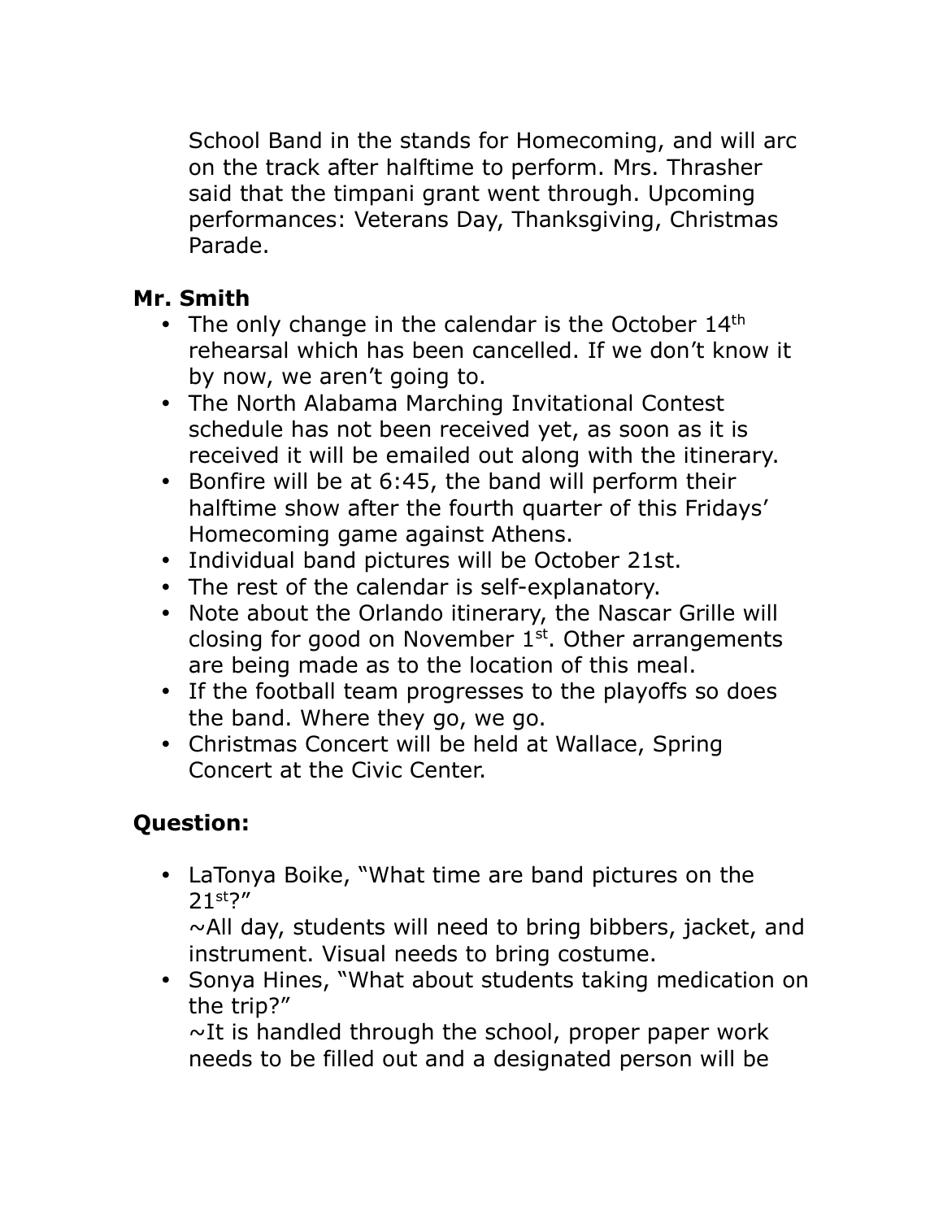School Band in the stands for Homecoming, and will arc on the track after halftime to perform. Mrs. Thrasher said that the timpani grant went through. Upcoming performances: Veterans Day, Thanksgiving, Christmas Parade.

**Mr. Smith**

- The only change in the calendar is the October 14th rehearsal which has been cancelled. If we don't know it by now, we aren't going to.
- The North Alabama Marching Invitational Contest schedule has not been received yet, as soon as it is received it will be emailed out along with the itinerary.
- Bonfire will be at 6:45, the band will perform their halftime show after the fourth quarter of this Fridays' Homecoming game against Athens.
- Individual band pictures will be October 21st.
- The rest of the calendar is self-explanatory.
- Note about the Orlando itinerary, the Nascar Grille will closing for good on November 1st. Other arrangements are being made as to the location of this meal.
- If the football team progresses to the playoffs so does the band. Where they go, we go.
- Christmas Concert will be held at Wallace, Spring Concert at the Civic Center.

**Question:**

- LaTonya Boike, "What time are band pictures on the 21st?"
  ~All day, students will need to bring bibbers, jacket, and instrument. Visual needs to bring costume.
- Sonya Hines, "What about students taking medication on the trip?"
  ~It is handled through the school, proper paper work needs to be filled out and a designated person will be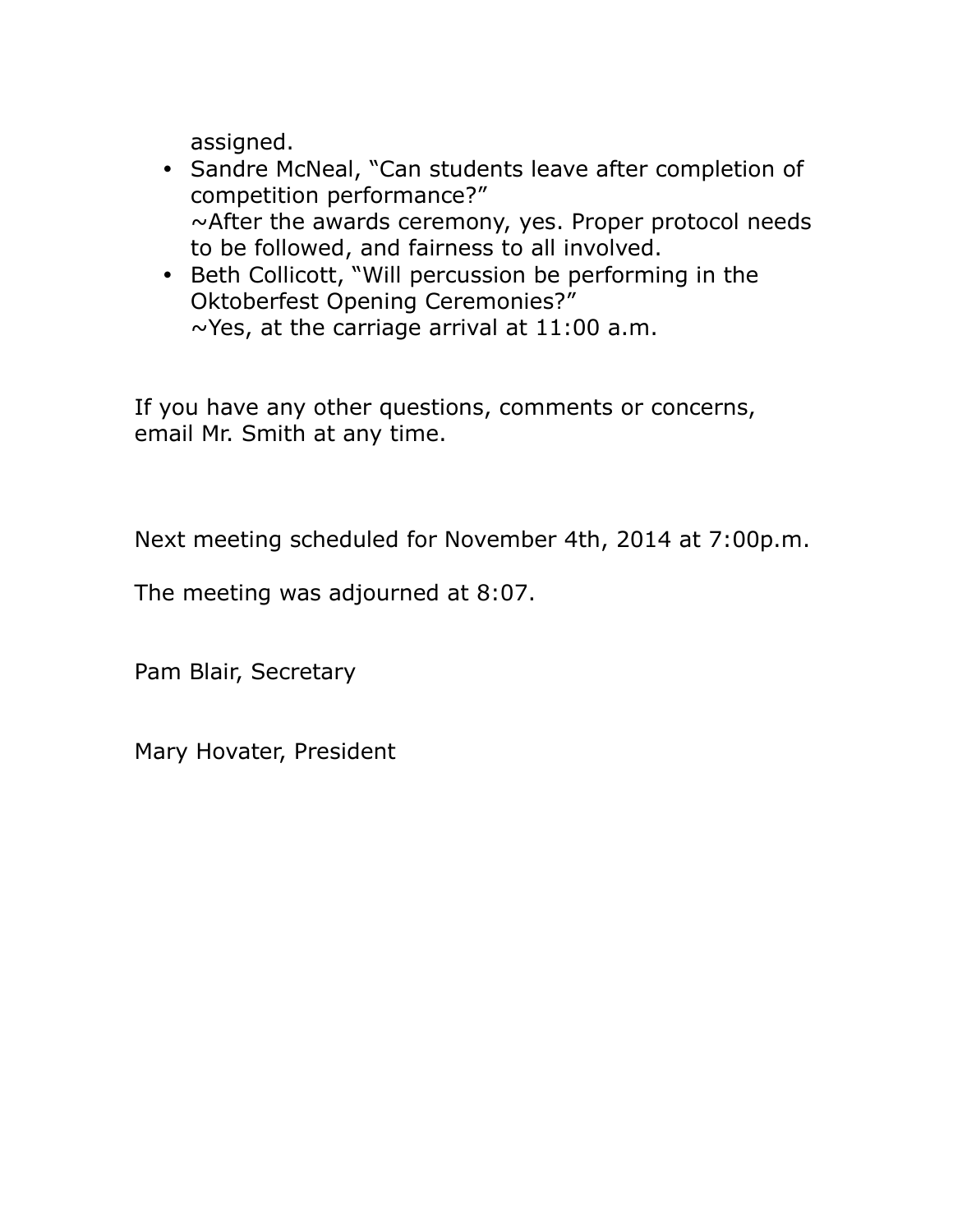assigned.

- Sandre McNeal, "Can students leave after completion of competition performance?"
  ~After the awards ceremony, yes. Proper protocol needs to be followed, and fairness to all involved.
- Beth Collicott, "Will percussion be performing in the Oktoberfest Opening Ceremonies?"
  ~Yes, at the carriage arrival at 11:00 a.m.

If you have any other questions, comments or concerns, email Mr. Smith at any time.

Next meeting scheduled for November 4th, 2014 at 7:00p.m.

The meeting was adjourned at 8:07.

Pam Blair, Secretary

Mary Hovater, President